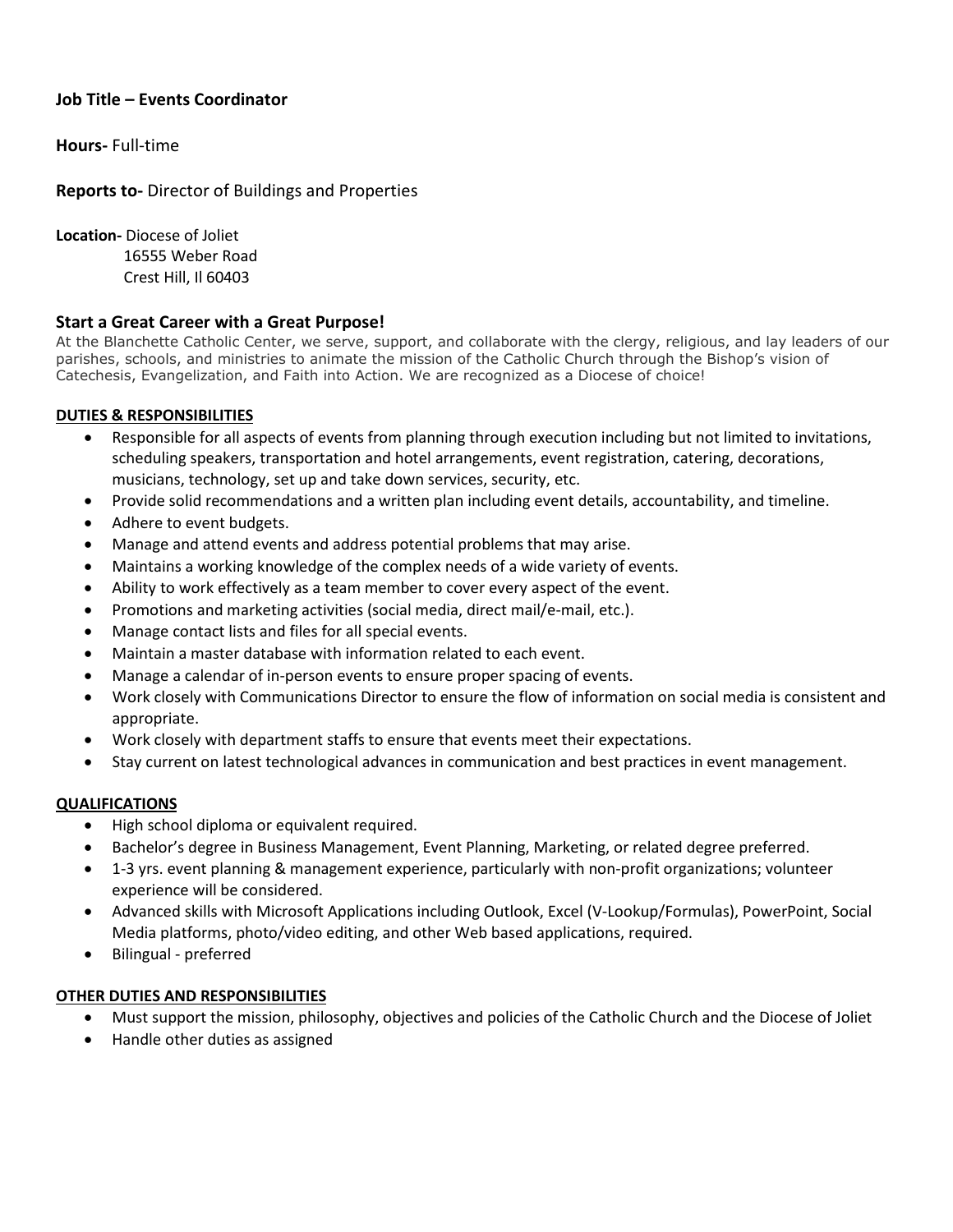**Job Title – Events Coordinator**

**Hours-** Full-time

**Reports to-** Director of Buildings and Properties

**Location-** Diocese of Joliet
16555 Weber Road
Crest Hill, Il 60403

## Start a Great Career with a Great Purpose!

At the Blanchette Catholic Center, we serve, support, and collaborate with the clergy, religious, and lay leaders of our parishes, schools, and ministries to animate the mission of the Catholic Church through the Bishop's vision of Catechesis, Evangelization, and Faith into Action. We are recognized as a Diocese of choice!

### DUTIES & RESPONSIBILITIES

- Responsible for all aspects of events from planning through execution including but not limited to invitations, scheduling speakers, transportation and hotel arrangements, event registration, catering, decorations, musicians, technology, set up and take down services, security, etc.
- Provide solid recommendations and a written plan including event details, accountability, and timeline.
- Adhere to event budgets.
- Manage and attend events and address potential problems that may arise.
- Maintains a working knowledge of the complex needs of a wide variety of events.
- Ability to work effectively as a team member to cover every aspect of the event.
- Promotions and marketing activities (social media, direct mail/e-mail, etc.).
- Manage contact lists and files for all special events.
- Maintain a master database with information related to each event.
- Manage a calendar of in-person events to ensure proper spacing of events.
- Work closely with Communications Director to ensure the flow of information on social media is consistent and appropriate.
- Work closely with department staffs to ensure that events meet their expectations.
- Stay current on latest technological advances in communication and best practices in event management.

### QUALIFICATIONS

- High school diploma or equivalent required.
- Bachelor's degree in Business Management, Event Planning, Marketing, or related degree preferred.
- 1-3 yrs. event planning & management experience, particularly with non-profit organizations; volunteer experience will be considered.
- Advanced skills with Microsoft Applications including Outlook, Excel (V-Lookup/Formulas), PowerPoint, Social Media platforms, photo/video editing, and other Web based applications, required.
- Bilingual - preferred

### OTHER DUTIES AND RESPONSIBILITIES

- Must support the mission, philosophy, objectives and policies of the Catholic Church and the Diocese of Joliet
- Handle other duties as assigned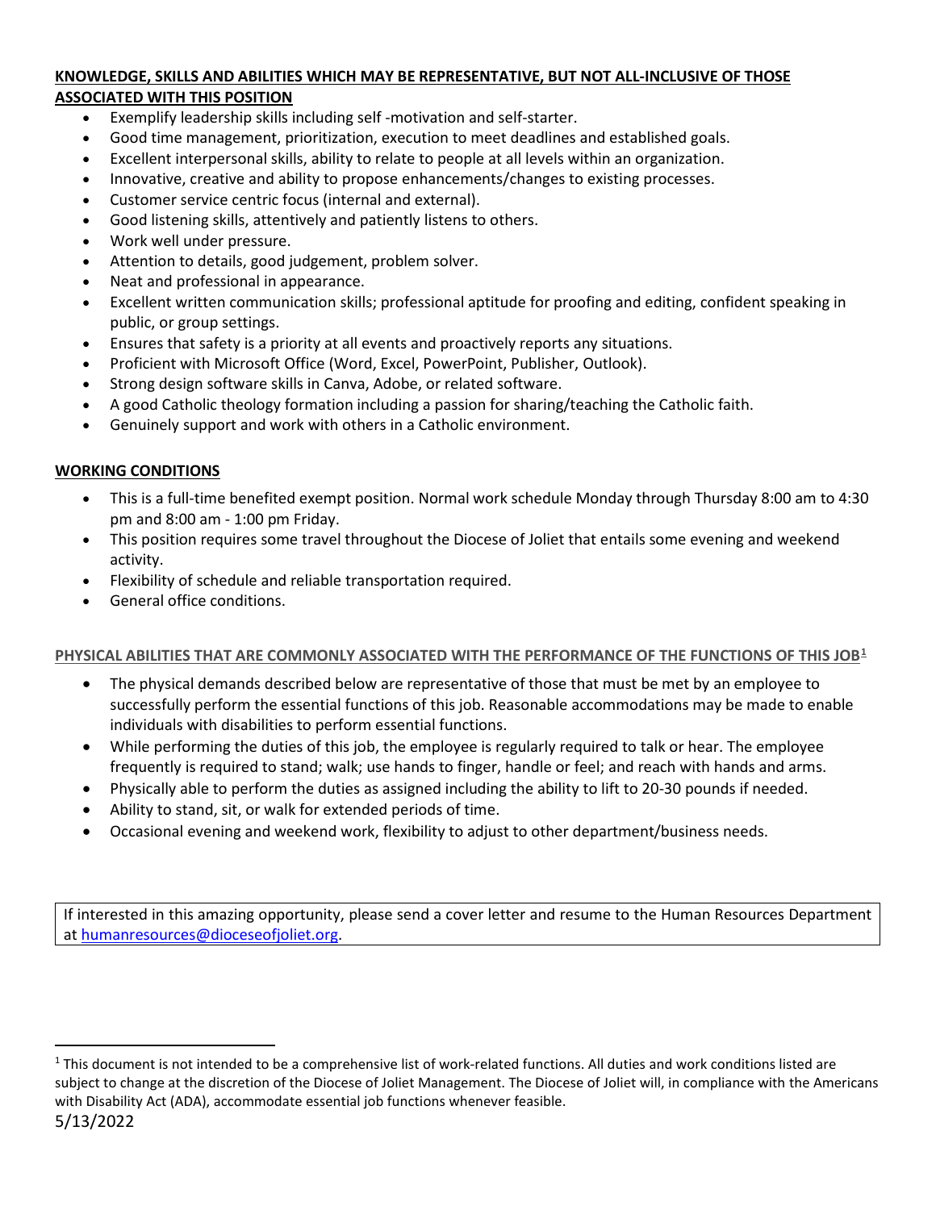**KNOWLEDGE, SKILLS AND ABILITIES WHICH MAY BE REPRESENTATIVE, BUT NOT ALL-INCLUSIVE OF THOSE ASSOCIATED WITH THIS POSITION**

- Exemplify leadership skills including self -motivation and self-starter.
- Good time management, prioritization, execution to meet deadlines and established goals.
- Excellent interpersonal skills, ability to relate to people at all levels within an organization.
- Innovative, creative and ability to propose enhancements/changes to existing processes.
- Customer service centric focus (internal and external).
- Good listening skills, attentively and patiently listens to others.
- Work well under pressure.
- Attention to details, good judgement, problem solver.
- Neat and professional in appearance.
- Excellent written communication skills; professional aptitude for proofing and editing, confident speaking in public, or group settings.
- Ensures that safety is a priority at all events and proactively reports any situations.
- Proficient with Microsoft Office (Word, Excel, PowerPoint, Publisher, Outlook).
- Strong design software skills in Canva, Adobe, or related software.
- A good Catholic theology formation including a passion for sharing/teaching the Catholic faith.
- Genuinely support and work with others in a Catholic environment.

**WORKING CONDITIONS**

- This is a full-time benefited exempt position. Normal work schedule Monday through Thursday 8:00 am to 4:30 pm and 8:00 am - 1:00 pm Friday.
- This position requires some travel throughout the Diocese of Joliet that entails some evening and weekend activity.
- Flexibility of schedule and reliable transportation required.
- General office conditions.

**PHYSICAL ABILITIES THAT ARE COMMONLY ASSOCIATED WITH THE PERFORMANCE OF THE FUNCTIONS OF THIS JOB[1]**

- The physical demands described below are representative of those that must be met by an employee to successfully perform the essential functions of this job. Reasonable accommodations may be made to enable individuals with disabilities to perform essential functions.
- While performing the duties of this job, the employee is regularly required to talk or hear. The employee frequently is required to stand; walk; use hands to finger, handle or feel; and reach with hands and arms.
- Physically able to perform the duties as assigned including the ability to lift to 20-30 pounds if needed.
- Ability to stand, sit, or walk for extended periods of time.
- Occasional evening and weekend work, flexibility to adjust to other department/business needs.

If interested in this amazing opportunity, please send a cover letter and resume to the Human Resources Department at humanresources@dioceseofjoliet.org.

[1] This document is not intended to be a comprehensive list of work-related functions. All duties and work conditions listed are subject to change at the discretion of the Diocese of Joliet Management. The Diocese of Joliet will, in compliance with the Americans with Disability Act (ADA), accommodate essential job functions whenever feasible.

5/13/2022